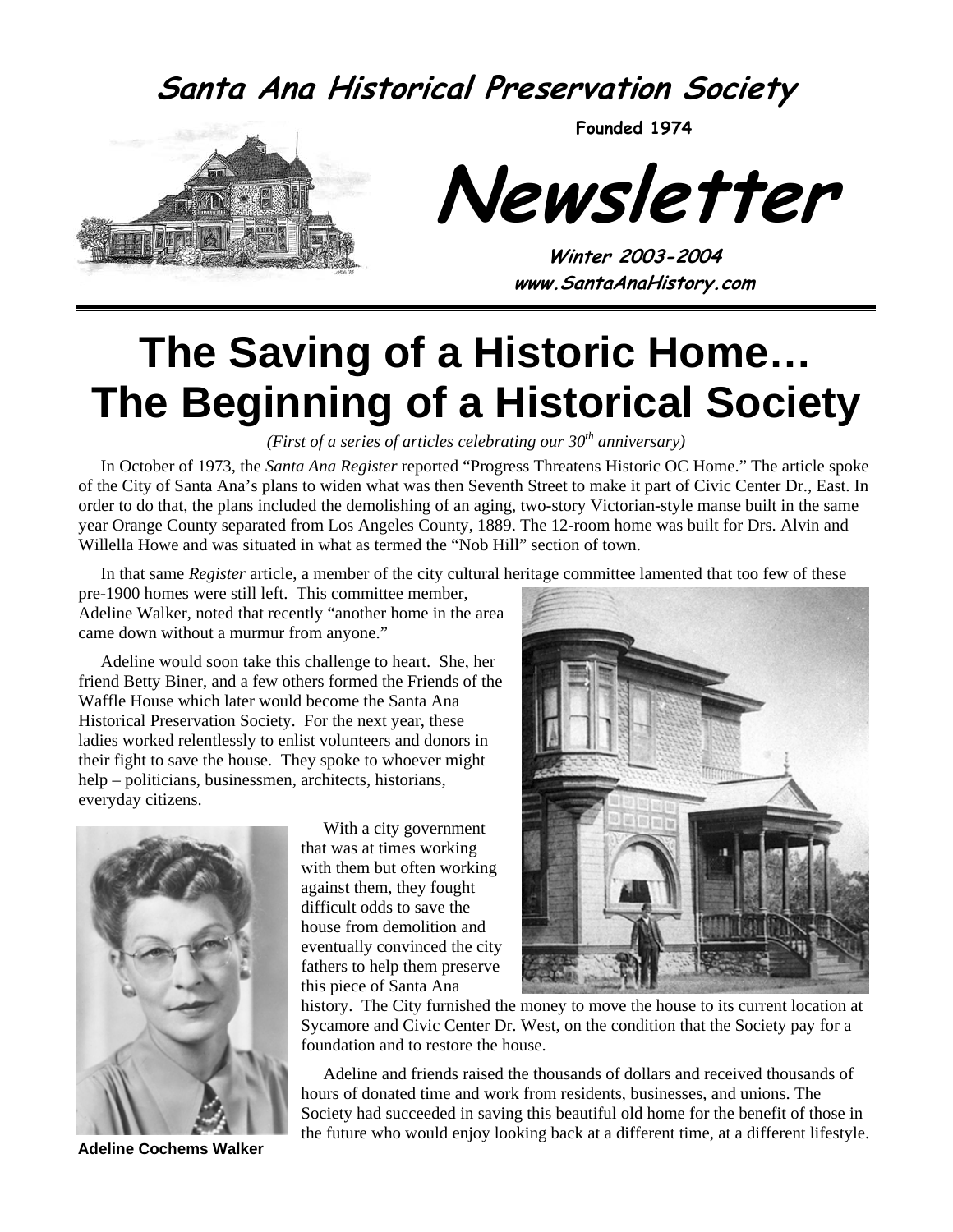# Santa Ana Historical Preservation Society

**Founded 1974**

# Newsletter

**Winter 2003-2004**

**www.SantaAnaHistory.com**

# The Saving of a Historic Home… The Beginning of a Historical Society

*(First of a series of articles celebrating our 30th anniversary)*

In October of 1973, the *Santa Ana Register* reported "Progress Threatens Historic OC Home." The article spoke of the City of Santa Ana's plans to widen what was then Seventh Street to make it part of Civic Center Dr., East. In order to do that, the plans included the demolishing of an aging, two-story Victorian-style manse built in the same year Orange County separated from Los Angeles County, 1889. The 12-room home was built for Drs. Alvin and Willella Howe and was situated in what as termed the "Nob Hill" section of town.

In that same *Register* article, a member of the city cultural heritage committee lamented that too few of these pre-1900 homes were still left. This committee member, Adeline Walker, noted that recently "another home in the area came down without a murmur from anyone."

Adeline would soon take this challenge to heart. She, her friend Betty Biner, and a few others formed the Friends of the Waffle House which later would become the Santa Ana Historical Preservation Society. For the next year, these ladies worked relentlessly to enlist volunteers and donors in their fight to save the house. They spoke to whoever might help – politicians, businessmen, architects, historians, everyday citizens.

With a city government that was at times working with them but often working against them, they fought difficult odds to save the house from demolition and eventually convinced the city fathers to help them preserve this piece of Santa Ana history. The City furnished the money to move the house to its current location at Sycamore and Civic Center Dr. West, on the condition that the Society pay for a foundation and to restore the house.

Adeline and friends raised the thousands of dollars and received thousands of hours of donated time and work from residents, businesses, and unions. The Society had succeeded in saving this beautiful old home for the benefit of those in the future who would enjoy looking back at a different time, at a different lifestyle.

**Adeline Cochems Walker**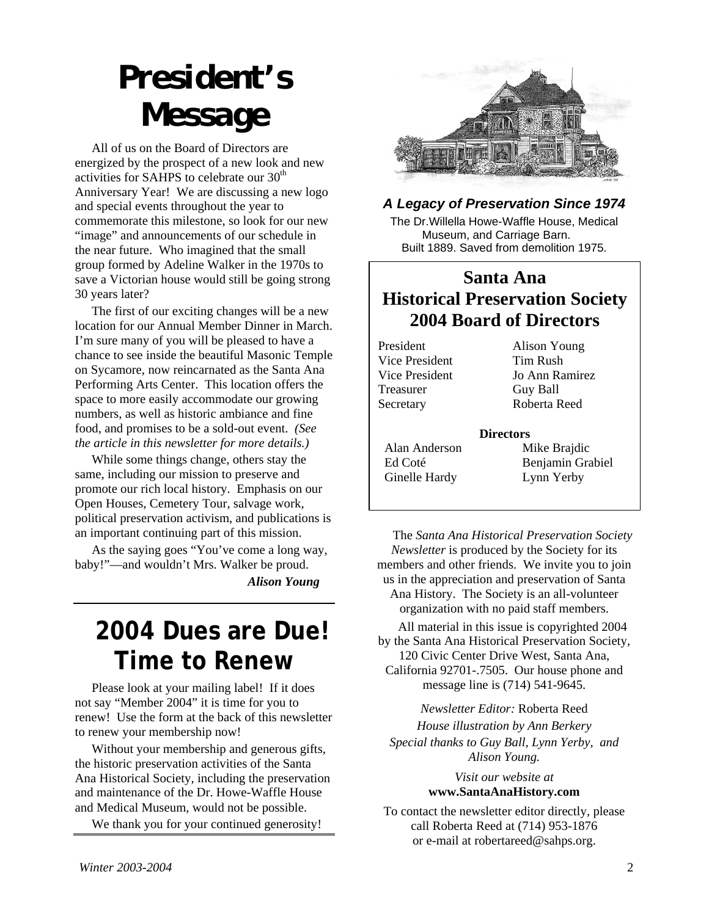# President's Message

All of us on the Board of Directors are energized by the prospect of a new look and new activities for SAHPS to celebrate our 30th Anniversary Year! We are discussing a new logo and special events throughout the year to commemorate this milestone, so look for our new "image" and announcements of our schedule in the near future. Who imagined that the small group formed by Adeline Walker in the 1970s to save a Victorian house would still be going strong 30 years later?

The first of our exciting changes will be a new location for our Annual Member Dinner in March. I'm sure many of you will be pleased to have a chance to see inside the beautiful Masonic Temple on Sycamore, now reincarnated as the Santa Ana Performing Arts Center. This location offers the space to more easily accommodate our growing numbers, as well as historic ambiance and fine food, and promises to be a sold-out event. *(See the article in this newsletter for more details.)*

While some things change, others stay the same, including our mission to preserve and promote our rich local history. Emphasis on our Open Houses, Cemetery Tour, salvage work, political preservation activism, and publications is an important continuing part of this mission.

As the saying goes "You've come a long way, baby!"—and wouldn't Mrs. Walker be proud.

***Alison Young***

# 2004 Dues are Due! Time to Renew

Please look at your mailing label! If it does not say "Member 2004" it is time for you to renew! Use the form at the back of this newsletter to renew your membership now!

Without your membership and generous gifts, the historic preservation activities of the Santa Ana Historical Society, including the preservation and maintenance of the Dr. Howe-Waffle House and Medical Museum, would not be possible.

We thank you for your continued generosity!

***A Legacy of Preservation Since 1974***

The Dr.Willella Howe-Waffle House, Medical Museum, and Carriage Barn. Built 1889. Saved from demolition 1975.

## Santa Ana Historical Preservation Society 2004 Board of Directors

| | |
|---|---|
| President | Alison Young |
| Vice President | Tim Rush |
| Vice President | Jo Ann Ramirez |
| Treasurer | Guy Ball |
| Secretary | Roberta Reed |

**Directors**

| | |
|---|---|
| Alan Anderson | Mike Brajdic |
| Ed Coté | Benjamin Grabiel |
| Ginelle Hardy | Lynn Yerby |

The *Santa Ana Historical Preservation Society Newsletter* is produced by the Society for its members and other friends. We invite you to join us in the appreciation and preservation of Santa Ana History. The Society is an all-volunteer organization with no paid staff members.

All material in this issue is copyrighted 2004 by the Santa Ana Historical Preservation Society, 120 Civic Center Drive West, Santa Ana, California 92701-.7505. Our house phone and message line is (714) 541-9645.

*Newsletter Editor:* Roberta Reed

*House illustration by Ann Berkery*

*Special thanks to Guy Ball, Lynn Yerby, and Alison Young.*

*Visit our website at*
**www.SantaAnaHistory.com**

To contact the newsletter editor directly, please call Roberta Reed at (714) 953-1876 or e-mail at robertareed@sahps.org.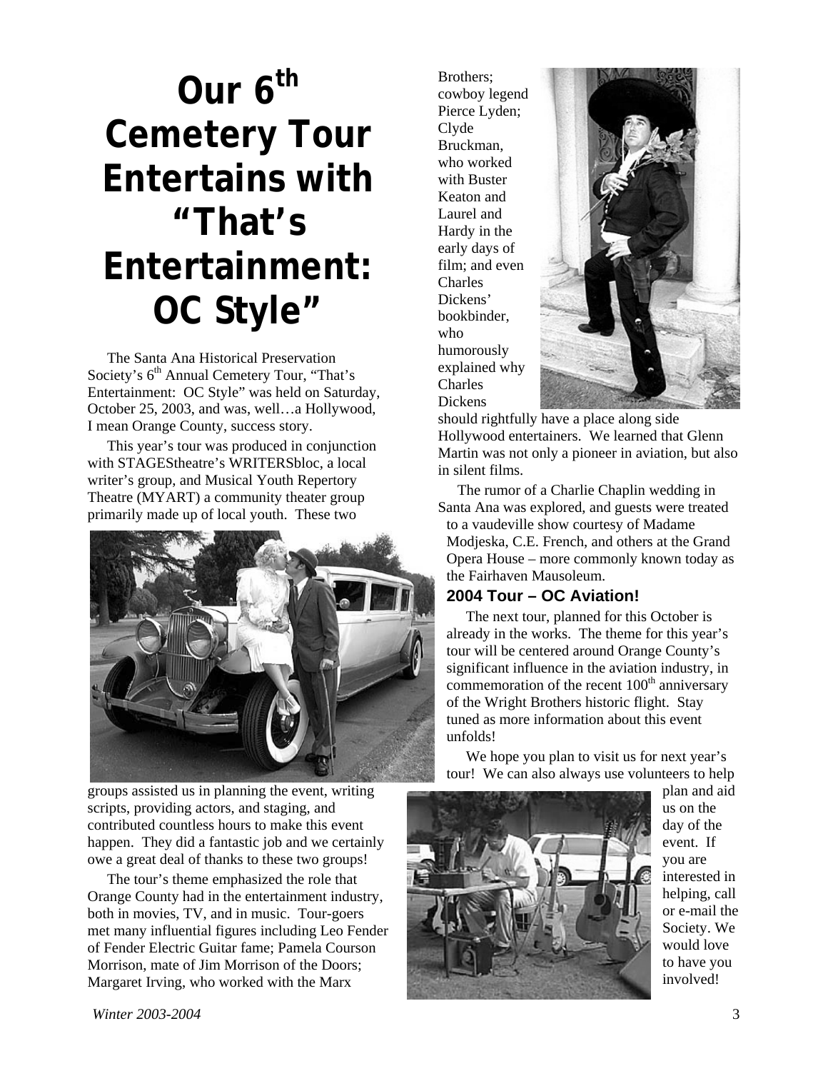# Our 6th Cemetery Tour Entertains with "That's Entertainment: OC Style"

The Santa Ana Historical Preservation Society's 6th Annual Cemetery Tour, "That's Entertainment: OC Style" was held on Saturday, October 25, 2003, and was, well…a Hollywood, I mean Orange County, success story.

This year's tour was produced in conjunction with STAGEStheatre's WRITERSbloc, a local writer's group, and Musical Youth Repertory Theatre (MYART) a community theater group primarily made up of local youth. These two groups assisted us in planning the event, writing scripts, providing actors, and staging, and contributed countless hours to make this event happen. They did a fantastic job and we certainly owe a great deal of thanks to these two groups!

The tour's theme emphasized the role that Orange County had in the entertainment industry, both in movies, TV, and in music. Tour-goers met many influential figures including Leo Fender of Fender Electric Guitar fame; Pamela Courson Morrison, mate of Jim Morrison of the Doors; Margaret Irving, who worked with the Marx Brothers; cowboy legend Pierce Lyden; Clyde Bruckman, who worked with Buster Keaton and Laurel and Hardy in the early days of film; and even Charles Dickens' bookbinder, who humorously explained why Charles Dickens should rightfully have a place along side Hollywood entertainers. We learned that Glenn Martin was not only a pioneer in aviation, but also in silent films.

The rumor of a Charlie Chaplin wedding in Santa Ana was explored, and guests were treated to a vaudeville show courtesy of Madame Modjeska, C.E. French, and others at the Grand Opera House – more commonly known today as the Fairhaven Mausoleum.

## 2004 Tour – OC Aviation!

The next tour, planned for this October is already in the works. The theme for this year's tour will be centered around Orange County's significant influence in the aviation industry, in commemoration of the recent 100th anniversary of the Wright Brothers historic flight. Stay tuned as more information about this event unfolds!

We hope you plan to visit us for next year's tour! We can also always use volunteers to help plan and aid us on the day of the event. If you are interested in helping, call or e-mail the Society. We would love to have you involved!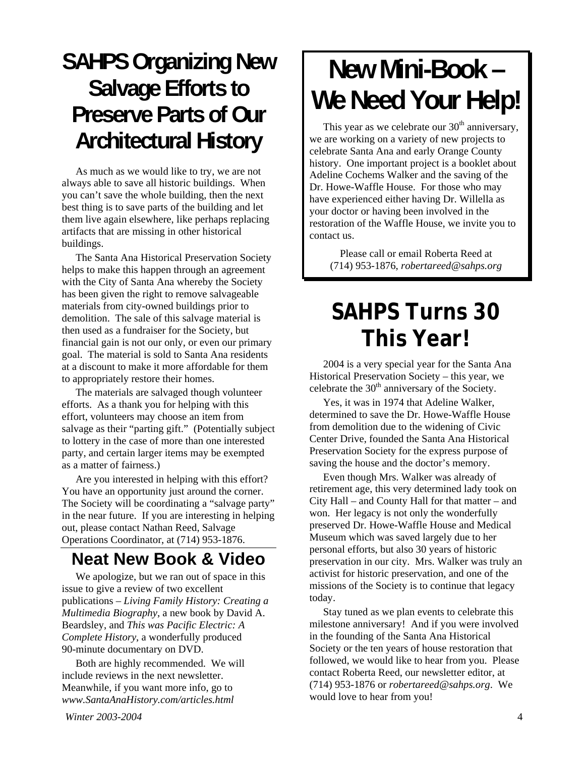# SAHPS Organizing New Salvage Efforts to Preserve Parts of Our Architectural History

As much as we would like to try, we are not always able to save all historic buildings. When you can't save the whole building, then the next best thing is to save parts of the building and let them live again elsewhere, like perhaps replacing artifacts that are missing in other historical buildings.

The Santa Ana Historical Preservation Society helps to make this happen through an agreement with the City of Santa Ana whereby the Society has been given the right to remove salvageable materials from city-owned buildings prior to demolition. The sale of this salvage material is then used as a fundraiser for the Society, but financial gain is not our only, or even our primary goal. The material is sold to Santa Ana residents at a discount to make it more affordable for them to appropriately restore their homes.

The materials are salvaged though volunteer efforts. As a thank you for helping with this effort, volunteers may choose an item from salvage as their "parting gift." (Potentially subject to lottery in the case of more than one interested party, and certain larger items may be exempted as a matter of fairness.)

Are you interested in helping with this effort? You have an opportunity just around the corner. The Society will be coordinating a "salvage party" in the near future. If you are interesting in helping out, please contact Nathan Reed, Salvage Operations Coordinator, at (714) 953-1876.

## Neat New Book & Video

We apologize, but we ran out of space in this issue to give a review of two excellent publications – *Living Family History: Creating a Multimedia Biography*, a new book by David A. Beardsley, and *This was Pacific Electric: A Complete History*, a wonderfully produced 90-minute documentary on DVD.

Both are highly recommended. We will include reviews in the next newsletter. Meanwhile, if you want more info, go to *www.SantaAnaHistory.com/articles.html*

# New Mini-Book – We Need Your Help!

This year as we celebrate our 30th anniversary, we are working on a variety of new projects to celebrate Santa Ana and early Orange County history. One important project is a booklet about Adeline Cochems Walker and the saving of the Dr. Howe-Waffle House. For those who may have experienced either having Dr. Willella as your doctor or having been involved in the restoration of the Waffle House, we invite you to contact us.

Please call or email Roberta Reed at (714) 953-1876, *robertareed@sahps.org*

# SAHPS Turns 30 This Year!

2004 is a very special year for the Santa Ana Historical Preservation Society – this year, we celebrate the 30th anniversary of the Society.

Yes, it was in 1974 that Adeline Walker, determined to save the Dr. Howe-Waffle House from demolition due to the widening of Civic Center Drive, founded the Santa Ana Historical Preservation Society for the express purpose of saving the house and the doctor's memory.

Even though Mrs. Walker was already of retirement age, this very determined lady took on City Hall – and County Hall for that matter – and won. Her legacy is not only the wonderfully preserved Dr. Howe-Waffle House and Medical Museum which was saved largely due to her personal efforts, but also 30 years of historic preservation in our city. Mrs. Walker was truly an activist for historic preservation, and one of the missions of the Society is to continue that legacy today.

Stay tuned as we plan events to celebrate this milestone anniversary! And if you were involved in the founding of the Santa Ana Historical Society or the ten years of house restoration that followed, we would like to hear from you. Please contact Roberta Reed, our newsletter editor, at (714) 953-1876 or *robertareed@sahps.org*. We would love to hear from you!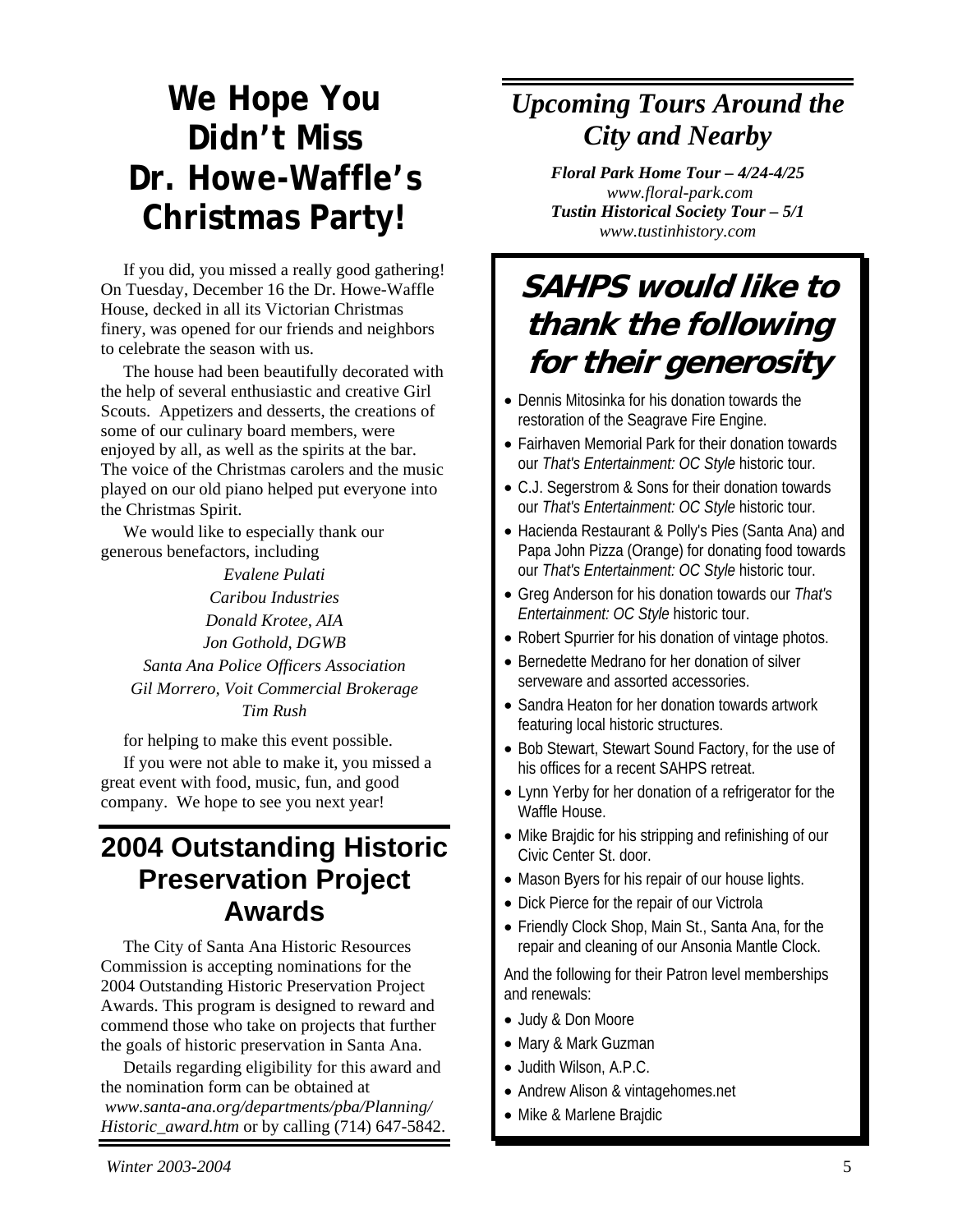# We Hope You Didn't Miss Dr. Howe-Waffle's Christmas Party!

If you did, you missed a really good gathering! On Tuesday, December 16 the Dr. Howe-Waffle House, decked in all its Victorian Christmas finery, was opened for our friends and neighbors to celebrate the season with us.

The house had been beautifully decorated with the help of several enthusiastic and creative Girl Scouts. Appetizers and desserts, the creations of some of our culinary board members, were enjoyed by all, as well as the spirits at the bar. The voice of the Christmas carolers and the music played on our old piano helped put everyone into the Christmas Spirit.

We would like to especially thank our generous benefactors, including

*Evalene Pulati*
*Caribou Industries*
*Donald Krotee, AIA*
*Jon Gothold, DGWB*
*Santa Ana Police Officers Association*
*Gil Morrero, Voit Commercial Brokerage*
*Tim Rush*

for helping to make this event possible.

If you were not able to make it, you missed a great event with food, music, fun, and good company. We hope to see you next year!

## 2004 Outstanding Historic Preservation Project Awards

The City of Santa Ana Historic Resources Commission is accepting nominations for the 2004 Outstanding Historic Preservation Project Awards. This program is designed to reward and commend those who take on projects that further the goals of historic preservation in Santa Ana.

Details regarding eligibility for this award and the nomination form can be obtained at *www.santa-ana.org/departments/pba/Planning/Historic_award.htm* or by calling (714) 647-5842.

## *Upcoming Tours Around the City and Nearby*

***Floral Park Home Tour – 4/24-4/25***
*www.floral-park.com*
***Tustin Historical Society Tour – 5/1***
*www.tustinhistory.com*

## SAHPS would like to thank the following for their generosity

- Dennis Mitosinka for his donation towards the restoration of the Seagrave Fire Engine.
- Fairhaven Memorial Park for their donation towards our *That's Entertainment: OC Style* historic tour.
- C.J. Segerstrom & Sons for their donation towards our *That's Entertainment: OC Style* historic tour.
- Hacienda Restaurant & Polly's Pies (Santa Ana) and Papa John Pizza (Orange) for donating food towards our *That's Entertainment: OC Style* historic tour.
- Greg Anderson for his donation towards our *That's Entertainment: OC Style* historic tour.
- Robert Spurrier for his donation of vintage photos.
- Bernedette Medrano for her donation of silver serveware and assorted accessories.
- Sandra Heaton for her donation towards artwork featuring local historic structures.
- Bob Stewart, Stewart Sound Factory, for the use of his offices for a recent SAHPS retreat.
- Lynn Yerby for her donation of a refrigerator for the Waffle House.
- Mike Brajdic for his stripping and refinishing of our Civic Center St. door.
- Mason Byers for his repair of our house lights.
- Dick Pierce for the repair of our Victrola
- Friendly Clock Shop, Main St., Santa Ana, for the repair and cleaning of our Ansonia Mantle Clock.

And the following for their Patron level memberships and renewals:

- Judy & Don Moore
- Mary & Mark Guzman
- Judith Wilson, A.P.C.
- Andrew Alison & vintagehomes.net
- Mike & Marlene Brajdic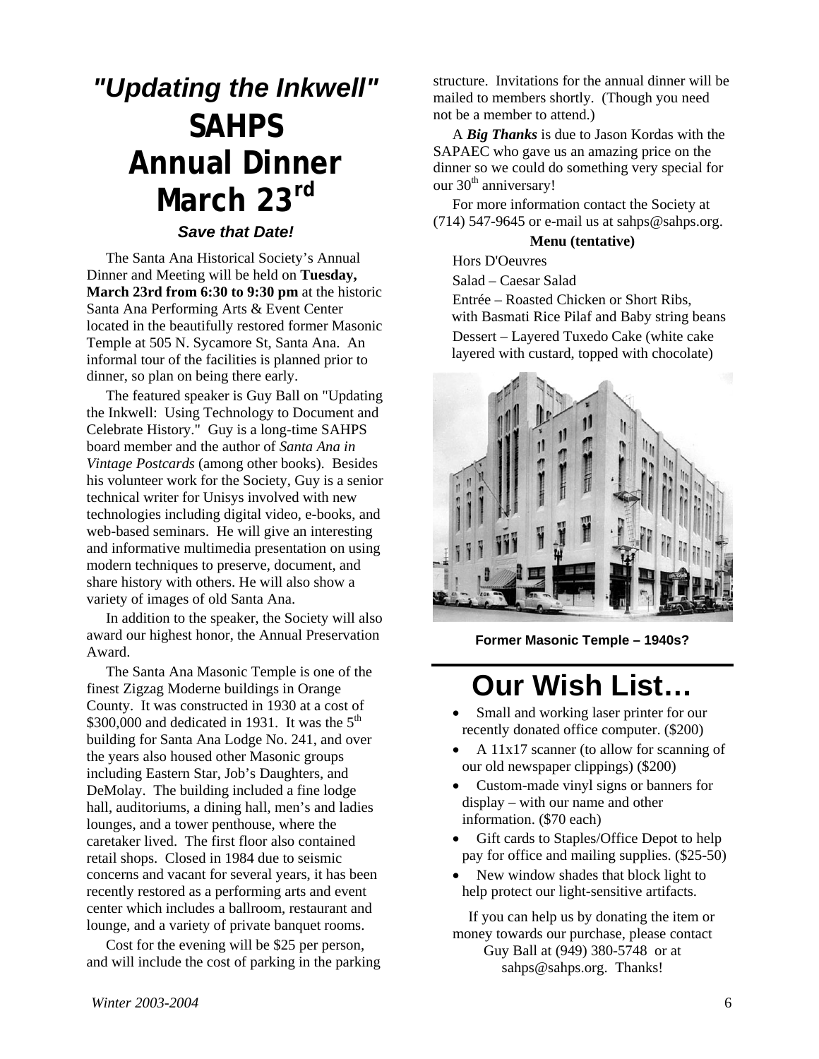## *"Updating the Inkwell"*

# SAHPS Annual Dinner March 23rd

***Save that Date!***

The Santa Ana Historical Society's Annual Dinner and Meeting will be held on **Tuesday, March 23rd from 6:30 to 9:30 pm** at the historic Santa Ana Performing Arts & Event Center located in the beautifully restored former Masonic Temple at 505 N. Sycamore St, Santa Ana. An informal tour of the facilities is planned prior to dinner, so plan on being there early.

The featured speaker is Guy Ball on "Updating the Inkwell: Using Technology to Document and Celebrate History." Guy is a long-time SAHPS board member and the author of *Santa Ana in Vintage Postcards* (among other books). Besides his volunteer work for the Society, Guy is a senior technical writer for Unisys involved with new technologies including digital video, e-books, and web-based seminars. He will give an interesting and informative multimedia presentation on using modern techniques to preserve, document, and share history with others. He will also show a variety of images of old Santa Ana.

In addition to the speaker, the Society will also award our highest honor, the Annual Preservation Award.

The Santa Ana Masonic Temple is one of the finest Zigzag Moderne buildings in Orange County. It was constructed in 1930 at a cost of $300,000 and dedicated in 1931. It was the 5th building for Santa Ana Lodge No. 241, and over the years also housed other Masonic groups including Eastern Star, Job's Daughters, and DeMolay. The building included a fine lodge hall, auditoriums, a dining hall, men's and ladies lounges, and a tower penthouse, where the caretaker lived. The first floor also contained retail shops. Closed in 1984 due to seismic concerns and vacant for several years, it has been recently restored as a performing arts and event center which includes a ballroom, restaurant and lounge, and a variety of private banquet rooms.

Cost for the evening will be $25 per person, and will include the cost of parking in the parking structure. Invitations for the annual dinner will be mailed to members shortly. (Though you need not be a member to attend.)

A ***Big Thanks*** is due to Jason Kordas with the SAPAEC who gave us an amazing price on the dinner so we could do something very special for our 30th anniversary!

For more information contact the Society at (714) 547-9645 or e-mail us at sahps@sahps.org.

**Menu (tentative)**

Hors D'Oeuvres

Salad – Caesar Salad

Entrée – Roasted Chicken or Short Ribs, with Basmati Rice Pilaf and Baby string beans

Dessert – Layered Tuxedo Cake (white cake layered with custard, topped with chocolate)

**Former Masonic Temple – 1940s?**

# Our Wish List…

- Small and working laser printer for our recently donated office computer. ($200)
- A 11x17 scanner (to allow for scanning of our old newspaper clippings) ($200)
- Custom-made vinyl signs or banners for display – with our name and other information. ($70 each)
- Gift cards to Staples/Office Depot to help pay for office and mailing supplies. ($25-50)
- New window shades that block light to help protect our light-sensitive artifacts.

If you can help us by donating the item or money towards our purchase, please contact Guy Ball at (949) 380-5748 or at sahps@sahps.org. Thanks!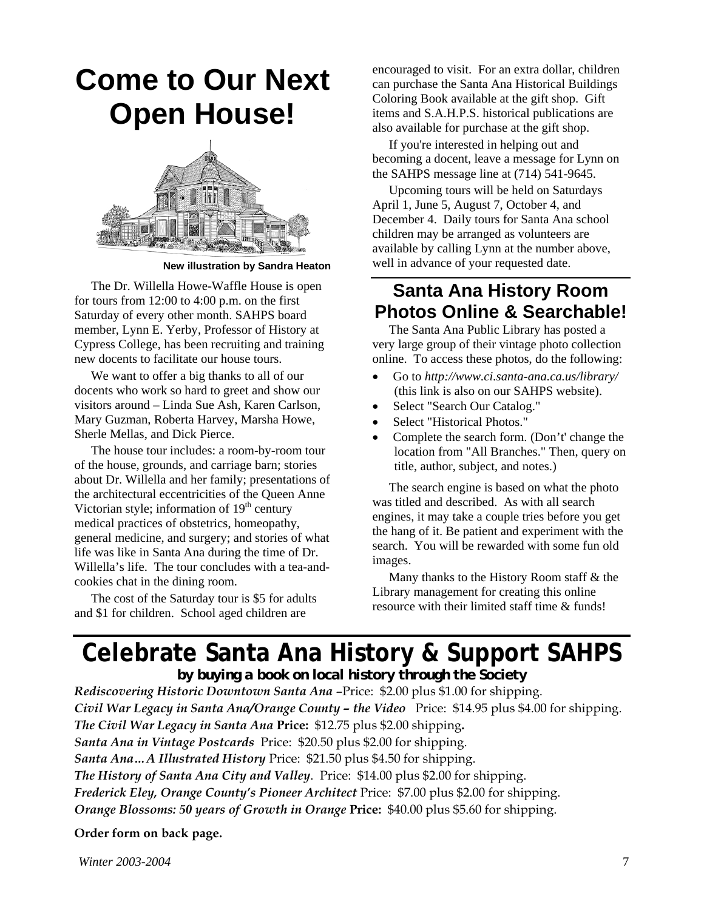# Come to Our Next Open House!

New illustration by Sandra Heaton

The Dr. Willella Howe-Waffle House is open for tours from 12:00 to 4:00 p.m. on the first Saturday of every other month. SAHPS board member, Lynn E. Yerby, Professor of History at Cypress College, has been recruiting and training new docents to facilitate our house tours.

We want to offer a big thanks to all of our docents who work so hard to greet and show our visitors around – Linda Sue Ash, Karen Carlson, Mary Guzman, Roberta Harvey, Marsha Howe, Sherle Mellas, and Dick Pierce.

The house tour includes: a room-by-room tour of the house, grounds, and carriage barn; stories about Dr. Willella and her family; presentations of the architectural eccentricities of the Queen Anne Victorian style; information of 19th century medical practices of obstetrics, homeopathy, general medicine, and surgery; and stories of what life was like in Santa Ana during the time of Dr. Willella's life. The tour concludes with a tea-and-cookies chat in the dining room.

The cost of the Saturday tour is $5 for adults and $1 for children. School aged children are encouraged to visit. For an extra dollar, children can purchase the Santa Ana Historical Buildings Coloring Book available at the gift shop. Gift items and S.A.H.P.S. historical publications are also available for purchase at the gift shop.

If you're interested in helping out and becoming a docent, leave a message for Lynn on the SAHPS message line at (714) 541-9645.

Upcoming tours will be held on Saturdays April 1, June 5, August 7, October 4, and December 4. Daily tours for Santa Ana school children may be arranged as volunteers are available by calling Lynn at the number above, well in advance of your requested date.

## Santa Ana History Room Photos Online & Searchable!

The Santa Ana Public Library has posted a very large group of their vintage photo collection online. To access these photos, do the following:

- Go to *http://www.ci.santa-ana.ca.us/library/* (this link is also on our SAHPS website).
- Select "Search Our Catalog."
- Select "Historical Photos."
- Complete the search form. (Don't' change the location from "All Branches." Then, query on title, author, subject, and notes.)

The search engine is based on what the photo was titled and described. As with all search engines, it may take a couple tries before you get the hang of it. Be patient and experiment with the search. You will be rewarded with some fun old images.

Many thanks to the History Room staff & the Library management for creating this online resource with their limited staff time & funds!

# Celebrate Santa Ana History & Support SAHPS

**by buying a book on local history through the Society**

***Rediscovering Historic Downtown Santa Ana*** –Price: $2.00 plus $1.00 for shipping.
***Civil War Legacy in Santa Ana/Orange County – the Video*** Price: $14.95 plus $4.00 for shipping.
***The Civil War Legacy in Santa Ana*** **Price:** $12.75 plus $2.00 shipping**.**
***Santa Ana in Vintage Postcards*** Price: $20.50 plus $2.00 for shipping.
***Santa Ana…A Illustrated History*** Price: $21.50 plus $4.50 for shipping.
***The History of Santa Ana City and Valley***. Price: $14.00 plus $2.00 for shipping.
***Frederick Eley, Orange County's Pioneer Architect*** Price: $7.00 plus $2.00 for shipping.
***Orange Blossoms: 50 years of Growth in Orange*** **Price:** $40.00 plus $5.60 for shipping.

**Order form on back page.**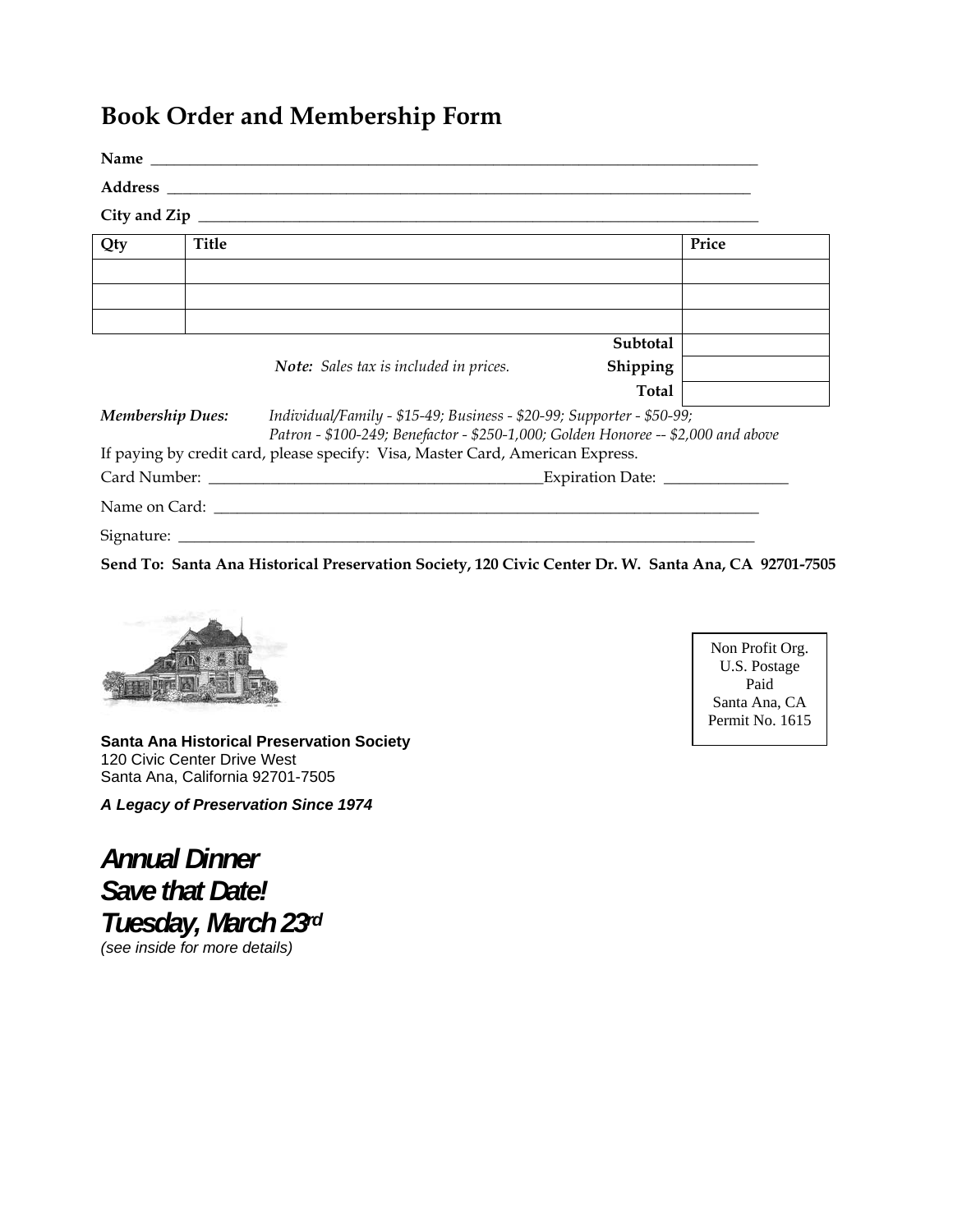# Book Order and Membership Form

**Name** ____________________________________________

**Address** ____________________________________________

**City and Zip** ____________________________________________

| Qty | Title | Price |
|---|---|---|
| | | |
| | | |
| | | |
| | **Subtotal** | |
| | *Note: Sales tax is included in prices.* **Shipping** | |
| | **Total** | |

***Membership Dues:*** *Individual/Family - $15-49; Business - $20-99; Supporter - $50-99; Patron - $100-249; Benefactor - $250-1,000; Golden Honoree -- $2,000 and above*

If paying by credit card, please specify: Visa, Master Card, American Express.

Card Number: ____________________________ Expiration Date: ______________

Name on Card: ____________________________________________

Signature: ____________________________________________

**Send To: Santa Ana Historical Preservation Society, 120 Civic Center Dr. W. Santa Ana, CA 92701-7505**

Non Profit Org.
U.S. Postage
Paid
Santa Ana, CA
Permit No. 1615

**Santa Ana Historical Preservation Society**
120 Civic Center Drive West
Santa Ana, California 92701-7505

***A Legacy of Preservation Since 1974***

## *Annual Dinner*
## *Save that Date!*
## *Tuesday, March 23rd*

*(see inside for more details)*